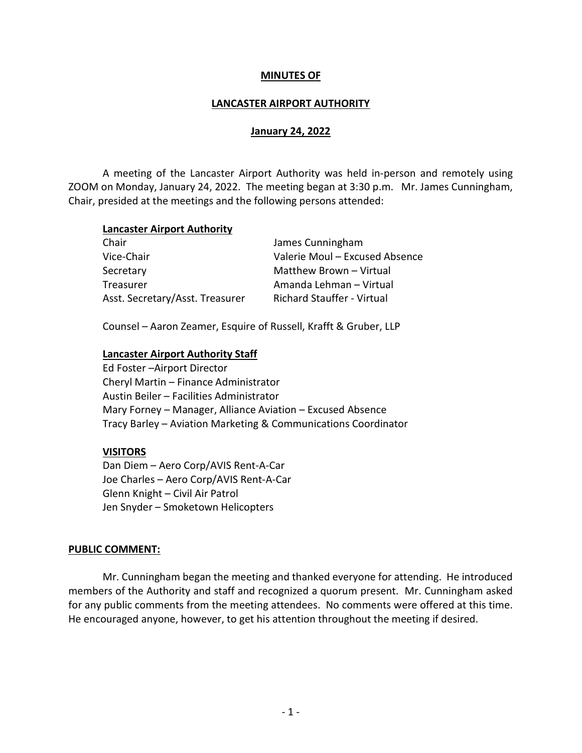**MINUTES OF**

**LANCASTER AIRPORT AUTHORITY**

**January 24, 2022**

A meeting of the Lancaster Airport Authority was held in-person and remotely using ZOOM on Monday, January 24, 2022. The meeting began at 3:30 p.m. Mr. James Cunningham, Chair, presided at the meetings and the following persons attended:

**Lancaster Airport Authority**

| | |
|---|---|
| Chair | James Cunningham |
| Vice-Chair | Valerie Moul – Excused Absence |
| Secretary | Matthew Brown – Virtual |
| Treasurer | Amanda Lehman – Virtual |
| Asst. Secretary/Asst. Treasurer | Richard Stauffer - Virtual |

Counsel – Aaron Zeamer, Esquire of Russell, Krafft & Gruber, LLP

**Lancaster Airport Authority Staff**

Ed Foster –Airport Director
Cheryl Martin – Finance Administrator
Austin Beiler – Facilities Administrator
Mary Forney – Manager, Alliance Aviation – Excused Absence
Tracy Barley – Aviation Marketing & Communications Coordinator

**VISITORS**

Dan Diem – Aero Corp/AVIS Rent-A-Car
Joe Charles – Aero Corp/AVIS Rent-A-Car
Glenn Knight – Civil Air Patrol
Jen Snyder – Smoketown Helicopters

**PUBLIC COMMENT:**

Mr. Cunningham began the meeting and thanked everyone for attending. He introduced members of the Authority and staff and recognized a quorum present. Mr. Cunningham asked for any public comments from the meeting attendees. No comments were offered at this time. He encouraged anyone, however, to get his attention throughout the meeting if desired.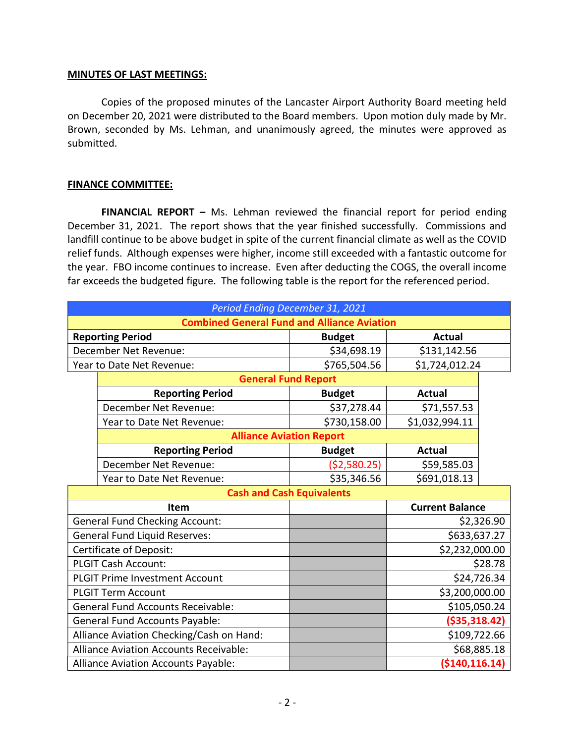**MINUTES OF LAST MEETINGS:**

Copies of the proposed minutes of the Lancaster Airport Authority Board meeting held on December 20, 2021 were distributed to the Board members. Upon motion duly made by Mr. Brown, seconded by Ms. Lehman, and unanimously agreed, the minutes were approved as submitted.

**FINANCE COMMITTEE:**

**FINANCIAL REPORT –** Ms. Lehman reviewed the financial report for period ending December 31, 2021. The report shows that the year finished successfully. Commissions and landfill continue to be above budget in spite of the current financial climate as well as the COVID relief funds. Although expenses were higher, income still exceeded with a fantastic outcome for the year. FBO income continues to increase. Even after deducting the COGS, the overall income far exceeds the budgeted figure. The following table is the report for the referenced period.

| *Period Ending December 31, 2021* | | |
|---|---|---|
| **Combined General Fund and Alliance Aviation** | | |
| **Reporting Period** | **Budget** | **Actual** |
| December Net Revenue: | $34,698.19 | $131,142.56 |
| Year to Date Net Revenue: | $765,504.56 | $1,724,012.24 |
| **General Fund Report** | | |
| **Reporting Period** | **Budget** | **Actual** |
| December Net Revenue: | $37,278.44 | $71,557.53 |
| Year to Date Net Revenue: | $730,158.00 | $1,032,994.11 |
| **Alliance Aviation Report** | | |
| **Reporting Period** | **Budget** | **Actual** |
| December Net Revenue: | ($2,580.25) | $59,585.03 |
| Year to Date Net Revenue: | $35,346.56 | $691,018.13 |
| **Cash and Cash Equivalents** | | |
| **Item** | | **Current Balance** |
| General Fund Checking Account: | | $2,326.90 |
| General Fund Liquid Reserves: | | $633,637.27 |
| Certificate of Deposit: | | $2,232,000.00 |
| PLGIT Cash Account: | | $28.78 |
| PLGIT Prime Investment Account | | $24,726.34 |
| PLGIT Term Account | | $3,200,000.00 |
| General Fund Accounts Receivable: | | $105,050.24 |
| General Fund Accounts Payable: | | **($35,318.42)** |
| Alliance Aviation Checking/Cash on Hand: | | $109,722.66 |
| Alliance Aviation Accounts Receivable: | | $68,885.18 |
| Alliance Aviation Accounts Payable: | | **($140,116.14)** |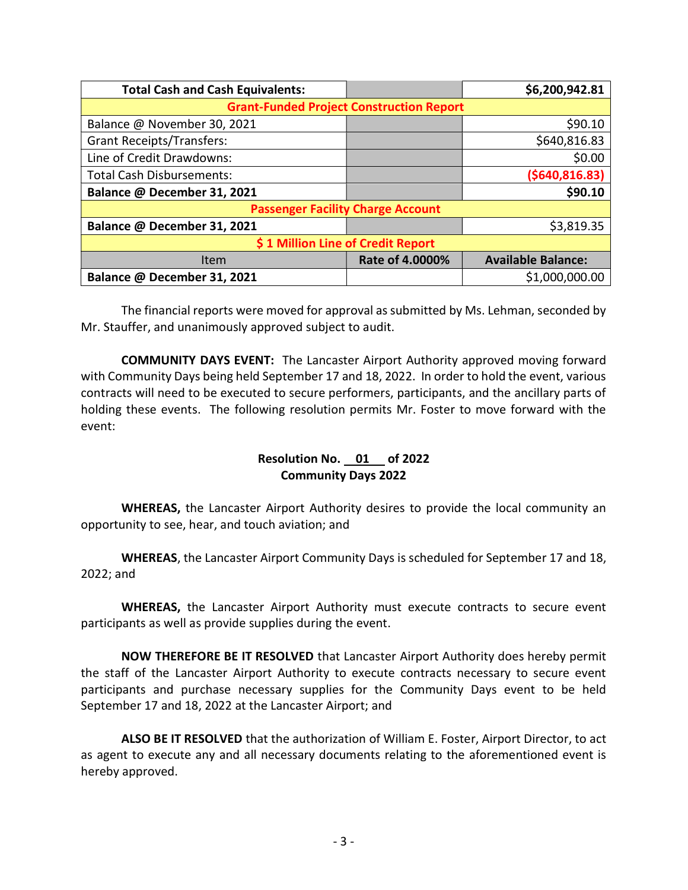| Total Cash and Cash Equivalents: | | $6,200,942.81 |
|---|---|---|
| **Grant-Funded Project Construction Report** | | |
| Balance @ November 30, 2021 | | $90.10 |
| Grant Receipts/Transfers: | | $640,816.83 |
| Line of Credit Drawdowns: | | $0.00 |
| Total Cash Disbursements: | | ($640,816.83) |
| **Balance @ December 31, 2021** | | **$90.10** |
| **Passenger Facility Charge Account** | | |
| **Balance @ December 31, 2021** | | $3,819.35 |
| **$ 1 Million Line of Credit Report** | | |
| Item | Rate of 4.0000% | Available Balance: |
| **Balance @ December 31, 2021** | | $1,000,000.00 |

The financial reports were moved for approval as submitted by Ms. Lehman, seconded by Mr. Stauffer, and unanimously approved subject to audit.

**COMMUNITY DAYS EVENT:** The Lancaster Airport Authority approved moving forward with Community Days being held September 17 and 18, 2022. In order to hold the event, various contracts will need to be executed to secure performers, participants, and the ancillary parts of holding these events. The following resolution permits Mr. Foster to move forward with the event:

**Resolution No. 01 of 2022**
**Community Days 2022**

**WHEREAS,** the Lancaster Airport Authority desires to provide the local community an opportunity to see, hear, and touch aviation; and

**WHEREAS**, the Lancaster Airport Community Days is scheduled for September 17 and 18, 2022; and

**WHEREAS,** the Lancaster Airport Authority must execute contracts to secure event participants as well as provide supplies during the event.

**NOW THEREFORE BE IT RESOLVED** that Lancaster Airport Authority does hereby permit the staff of the Lancaster Airport Authority to execute contracts necessary to secure event participants and purchase necessary supplies for the Community Days event to be held September 17 and 18, 2022 at the Lancaster Airport; and

**ALSO BE IT RESOLVED** that the authorization of William E. Foster, Airport Director, to act as agent to execute any and all necessary documents relating to the aforementioned event is hereby approved.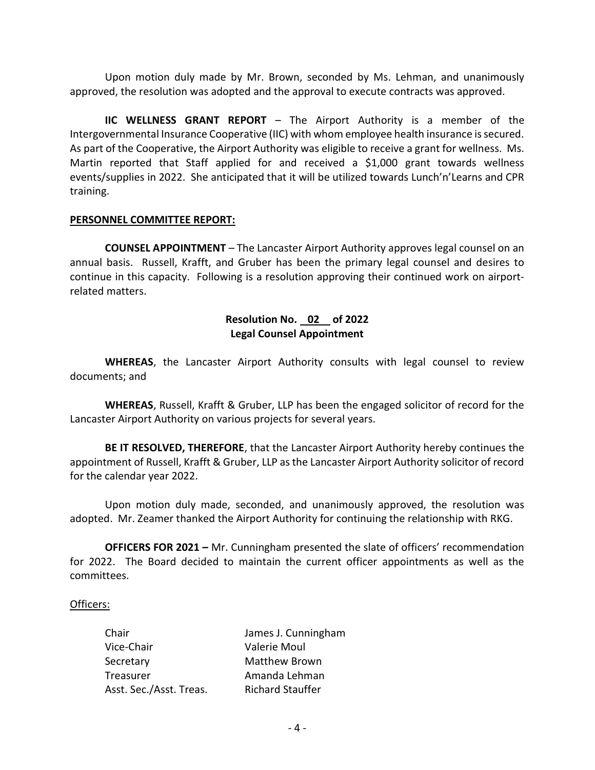Upon motion duly made by Mr. Brown, seconded by Ms. Lehman, and unanimously approved, the resolution was adopted and the approval to execute contracts was approved.

**IIC WELLNESS GRANT REPORT** – The Airport Authority is a member of the Intergovernmental Insurance Cooperative (IIC) with whom employee health insurance is secured. As part of the Cooperative, the Airport Authority was eligible to receive a grant for wellness. Ms. Martin reported that Staff applied for and received a $1,000 grant towards wellness events/supplies in 2022. She anticipated that it will be utilized towards Lunch'n'Learns and CPR training.

**PERSONNEL COMMITTEE REPORT:**

**COUNSEL APPOINTMENT** – The Lancaster Airport Authority approves legal counsel on an annual basis. Russell, Krafft, and Gruber has been the primary legal counsel and desires to continue in this capacity. Following is a resolution approving their continued work on airport-related matters.

**Resolution No. 02 of 2022**
**Legal Counsel Appointment**

**WHEREAS**, the Lancaster Airport Authority consults with legal counsel to review documents; and

**WHEREAS**, Russell, Krafft & Gruber, LLP has been the engaged solicitor of record for the Lancaster Airport Authority on various projects for several years.

**BE IT RESOLVED, THEREFORE**, that the Lancaster Airport Authority hereby continues the appointment of Russell, Krafft & Gruber, LLP as the Lancaster Airport Authority solicitor of record for the calendar year 2022.

Upon motion duly made, seconded, and unanimously approved, the resolution was adopted. Mr. Zeamer thanked the Airport Authority for continuing the relationship with RKG.

**OFFICERS FOR 2021 –** Mr. Cunningham presented the slate of officers' recommendation for 2022. The Board decided to maintain the current officer appointments as well as the committees.

Officers:

| | |
|---|---|
| Chair | James J. Cunningham |
| Vice-Chair | Valerie Moul |
| Secretary | Matthew Brown |
| Treasurer | Amanda Lehman |
| Asst. Sec./Asst. Treas. | Richard Stauffer |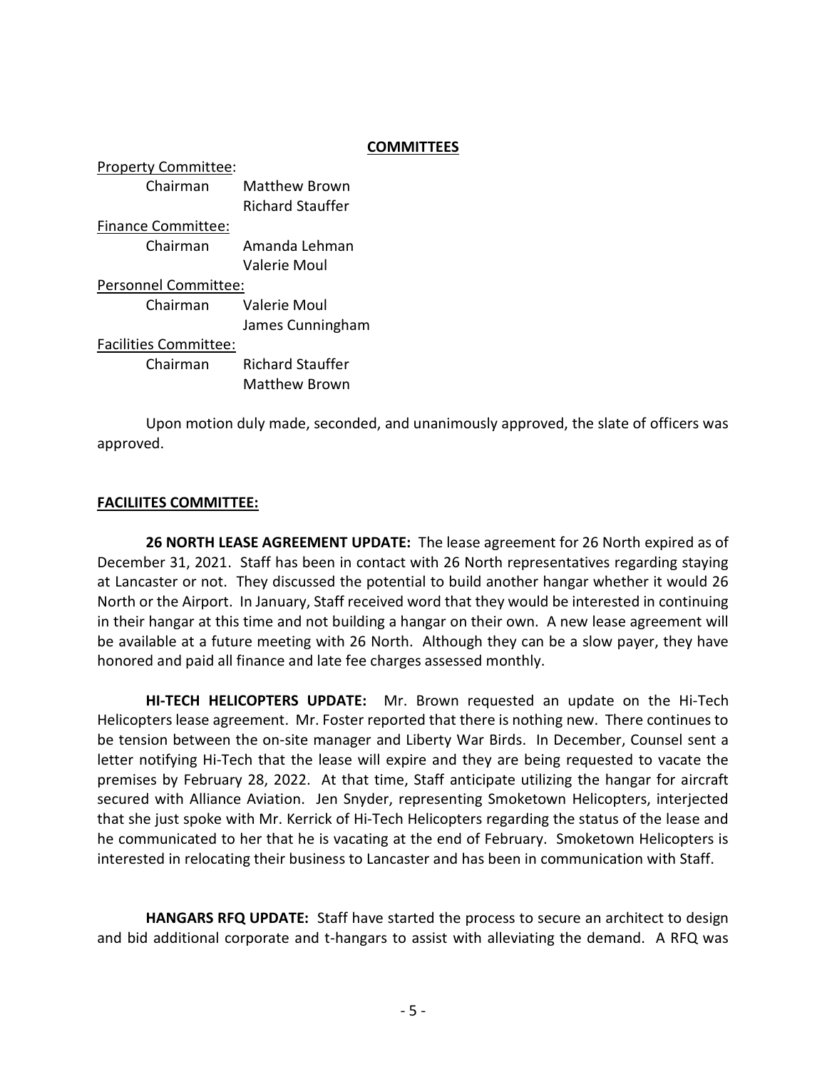**COMMITTEES**

Property Committee:

| | |
|---|---|
| Chairman | Matthew Brown |
| | Richard Stauffer |

Finance Committee:

| | |
|---|---|
| Chairman | Amanda Lehman |
| | Valerie Moul |

Personnel Committee:

| | |
|---|---|
| Chairman | Valerie Moul |
| | James Cunningham |

Facilities Committee:

| | |
|---|---|
| Chairman | Richard Stauffer |
| | Matthew Brown |

Upon motion duly made, seconded, and unanimously approved, the slate of officers was approved.

**FACILIITES COMMITTEE:**

**26 NORTH LEASE AGREEMENT UPDATE:** The lease agreement for 26 North expired as of December 31, 2021. Staff has been in contact with 26 North representatives regarding staying at Lancaster or not. They discussed the potential to build another hangar whether it would 26 North or the Airport. In January, Staff received word that they would be interested in continuing in their hangar at this time and not building a hangar on their own. A new lease agreement will be available at a future meeting with 26 North. Although they can be a slow payer, they have honored and paid all finance and late fee charges assessed monthly.

**HI-TECH HELICOPTERS UPDATE:** Mr. Brown requested an update on the Hi-Tech Helicopters lease agreement. Mr. Foster reported that there is nothing new. There continues to be tension between the on-site manager and Liberty War Birds. In December, Counsel sent a letter notifying Hi-Tech that the lease will expire and they are being requested to vacate the premises by February 28, 2022. At that time, Staff anticipate utilizing the hangar for aircraft secured with Alliance Aviation. Jen Snyder, representing Smoketown Helicopters, interjected that she just spoke with Mr. Kerrick of Hi-Tech Helicopters regarding the status of the lease and he communicated to her that he is vacating at the end of February. Smoketown Helicopters is interested in relocating their business to Lancaster and has been in communication with Staff.

**HANGARS RFQ UPDATE:** Staff have started the process to secure an architect to design and bid additional corporate and t-hangars to assist with alleviating the demand. A RFQ was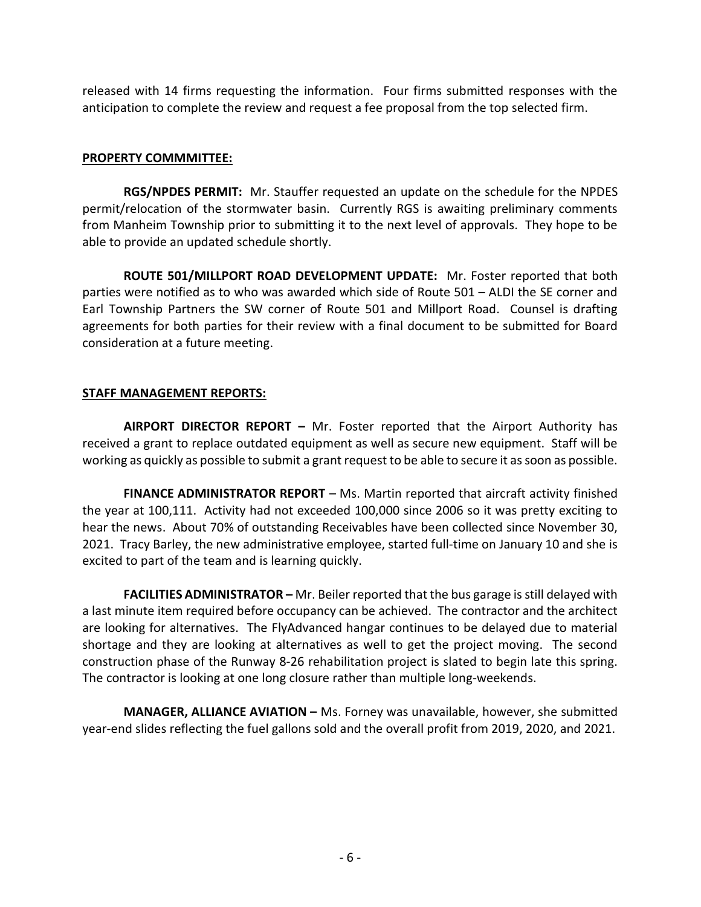released with 14 firms requesting the information. Four firms submitted responses with the anticipation to complete the review and request a fee proposal from the top selected firm.

**PROPERTY COMMMITTEE:**

**RGS/NPDES PERMIT:** Mr. Stauffer requested an update on the schedule for the NPDES permit/relocation of the stormwater basin. Currently RGS is awaiting preliminary comments from Manheim Township prior to submitting it to the next level of approvals. They hope to be able to provide an updated schedule shortly.

**ROUTE 501/MILLPORT ROAD DEVELOPMENT UPDATE:** Mr. Foster reported that both parties were notified as to who was awarded which side of Route 501 – ALDI the SE corner and Earl Township Partners the SW corner of Route 501 and Millport Road. Counsel is drafting agreements for both parties for their review with a final document to be submitted for Board consideration at a future meeting.

**STAFF MANAGEMENT REPORTS:**

**AIRPORT DIRECTOR REPORT –** Mr. Foster reported that the Airport Authority has received a grant to replace outdated equipment as well as secure new equipment. Staff will be working as quickly as possible to submit a grant request to be able to secure it as soon as possible.

**FINANCE ADMINISTRATOR REPORT** – Ms. Martin reported that aircraft activity finished the year at 100,111. Activity had not exceeded 100,000 since 2006 so it was pretty exciting to hear the news. About 70% of outstanding Receivables have been collected since November 30, 2021. Tracy Barley, the new administrative employee, started full-time on January 10 and she is excited to part of the team and is learning quickly.

**FACILITIES ADMINISTRATOR –** Mr. Beiler reported that the bus garage is still delayed with a last minute item required before occupancy can be achieved. The contractor and the architect are looking for alternatives. The FlyAdvanced hangar continues to be delayed due to material shortage and they are looking at alternatives as well to get the project moving. The second construction phase of the Runway 8-26 rehabilitation project is slated to begin late this spring. The contractor is looking at one long closure rather than multiple long-weekends.

**MANAGER, ALLIANCE AVIATION –** Ms. Forney was unavailable, however, she submitted year-end slides reflecting the fuel gallons sold and the overall profit from 2019, 2020, and 2021.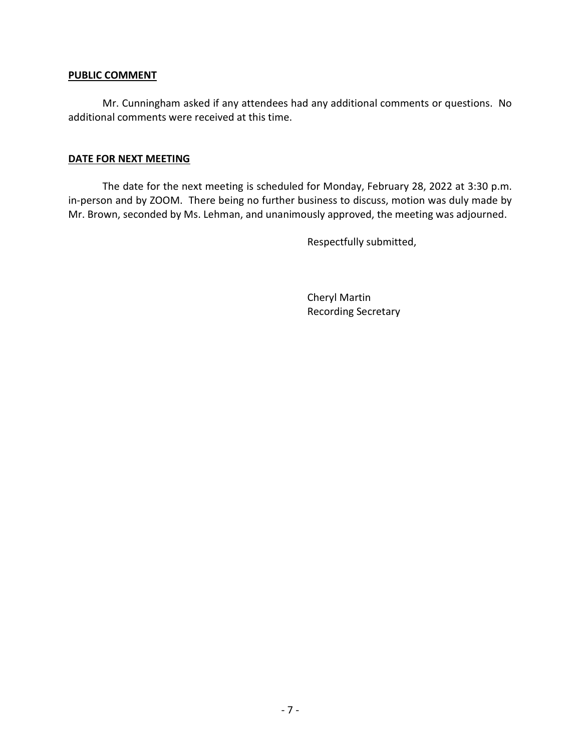**PUBLIC COMMENT**

Mr. Cunningham asked if any attendees had any additional comments or questions. No additional comments were received at this time.

**DATE FOR NEXT MEETING**

The date for the next meeting is scheduled for Monday, February 28, 2022 at 3:30 p.m. in-person and by ZOOM. There being no further business to discuss, motion was duly made by Mr. Brown, seconded by Ms. Lehman, and unanimously approved, the meeting was adjourned.

Respectfully submitted,

Cheryl Martin
Recording Secretary